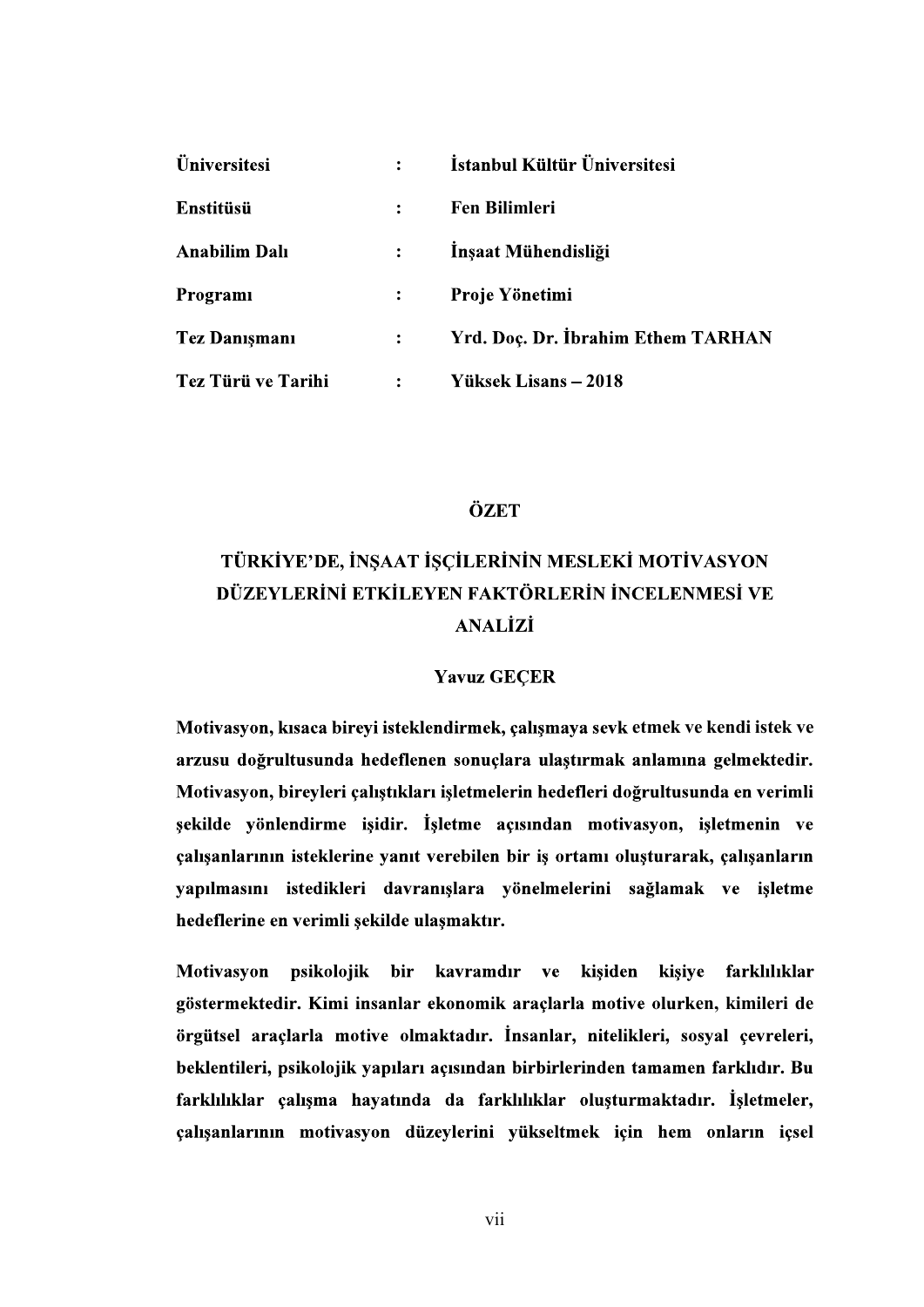| | | |
|---|---|---|
| **Üniversitesi** | **:** | **İstanbul Kültür Üniversitesi** |
| **Enstitüsü** | **:** | **Fen Bilimleri** |
| **Anabilim Dalı** | **:** | **İnşaat Mühendisliği** |
| **Programı** | **:** | **Proje Yönetimi** |
| **Tez Danışmanı** | **:** | **Yrd. Doç. Dr. İbrahim Ethem TARHAN** |
| **Tez Türü ve Tarihi** | **:** | **Yüksek Lisans – 2018** |

# ÖZET

## TÜRKİYE'DE, İNŞAAT İŞÇİLERİNİN MESLEKİ MOTİVASYON DÜZEYLERİNİ ETKİLEYEN FAKTÖRLERİN İNCELENMESİ VE ANALİZİ

**Yavuz GEÇER**

**Motivasyon, kısaca bireyi isteklendirmek, çalışmaya sevk etmek ve kendi istek ve arzusu doğrultusunda hedeflenen sonuçlara ulaştırmak anlamına gelmektedir. Motivasyon, bireyleri çalıştıkları işletmelerin hedefleri doğrultusunda en verimli şekilde yönlendirme işidir. İşletme açısından motivasyon, işletmenin ve çalışanlarının isteklerine yanıt verebilen bir iş ortamı oluşturarak, çalışanların yapılmasını istedikleri davranışlara yönelmelerini sağlamak ve işletme hedeflerine en verimli şekilde ulaşmaktır.**

**Motivasyon psikolojik bir kavramdır ve kişiden kişiye farklılıklar göstermektedir. Kimi insanlar ekonomik araçlarla motive olurken, kimileri de örgütsel araçlarla motive olmaktadır. İnsanlar, nitelikleri, sosyal çevreleri, beklentileri, psikolojik yapıları açısından birbirlerinden tamamen farklıdır. Bu farklılıklar çalışma hayatında da farklılıklar oluşturmaktadır. İşletmeler, çalışanlarının motivasyon düzeylerini yükseltmek için hem onların içsel**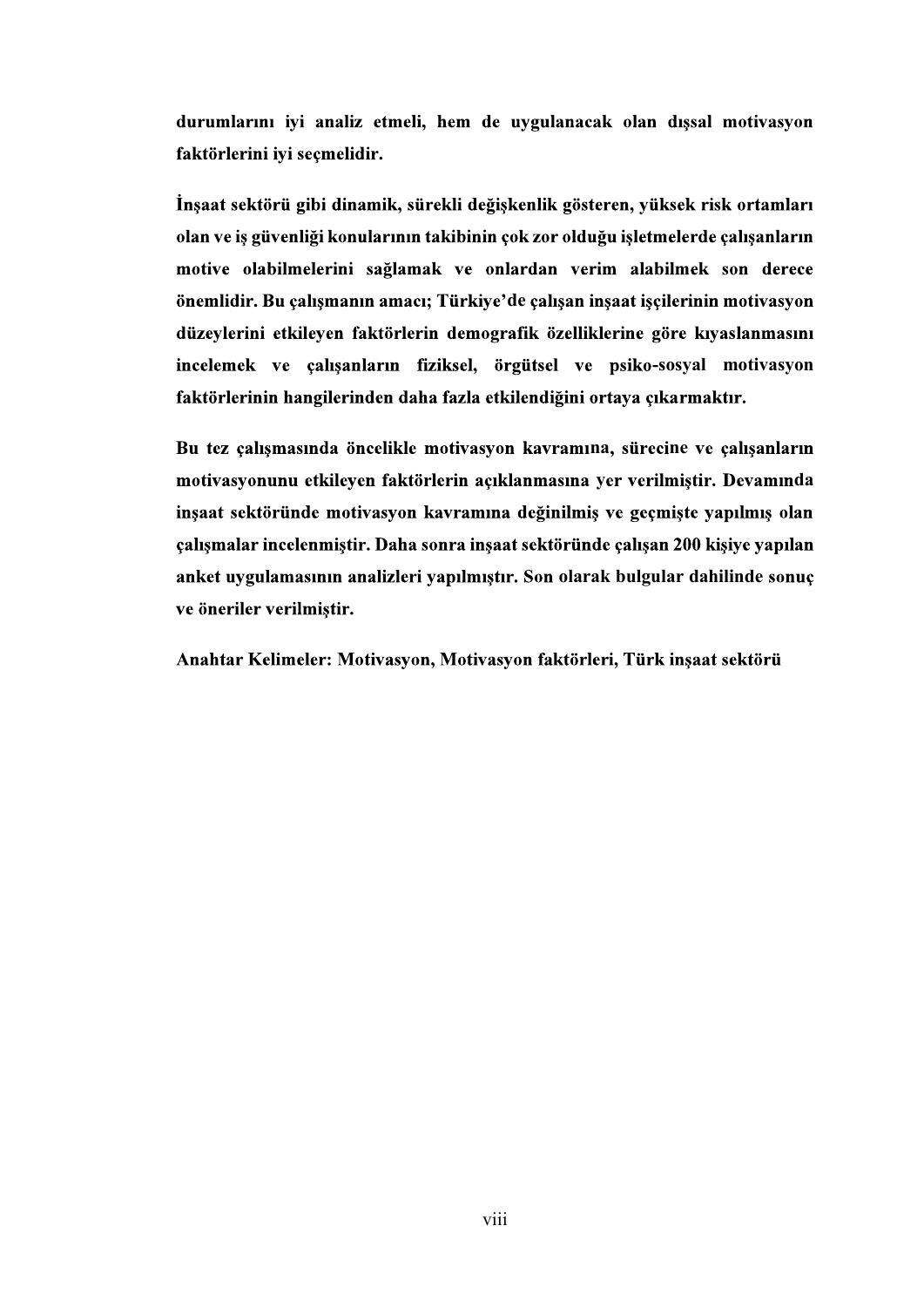**durumlarını iyi analiz etmeli, hem de uygulanacak olan dışsal motivasyon faktörlerini iyi seçmelidir.**

**İnşaat sektörü gibi dinamik, sürekli değişkenlik gösteren, yüksek risk ortamları olan ve iş güvenliği konularının takibinin çok zor olduğu işletmelerde çalışanların motive olabilmelerini sağlamak ve onlardan verim alabilmek son derece önemlidir. Bu çalışmanın amacı; Türkiye'de çalışan inşaat işçilerinin motivasyon düzeylerini etkileyen faktörlerin demografik özelliklerine göre kıyaslanmasını incelemek ve çalışanların fiziksel, örgütsel ve psiko-sosyal motivasyon faktörlerinin hangilerinden daha fazla etkilendiğini ortaya çıkarmaktır.**

**Bu tez çalışmasında öncelikle motivasyon kavramına, sürecine ve çalışanların motivasyonunu etkileyen faktörlerin açıklanmasına yer verilmiştir. Devamında inşaat sektöründe motivasyon kavramına değinilmiş ve geçmişte yapılmış olan çalışmalar incelenmiştir. Daha sonra inşaat sektöründe çalışan 200 kişiye yapılan anket uygulamasının analizleri yapılmıştır. Son olarak bulgular dahilinde sonuç ve öneriler verilmiştir.**

**Anahtar Kelimeler: Motivasyon, Motivasyon faktörleri, Türk inşaat sektörü**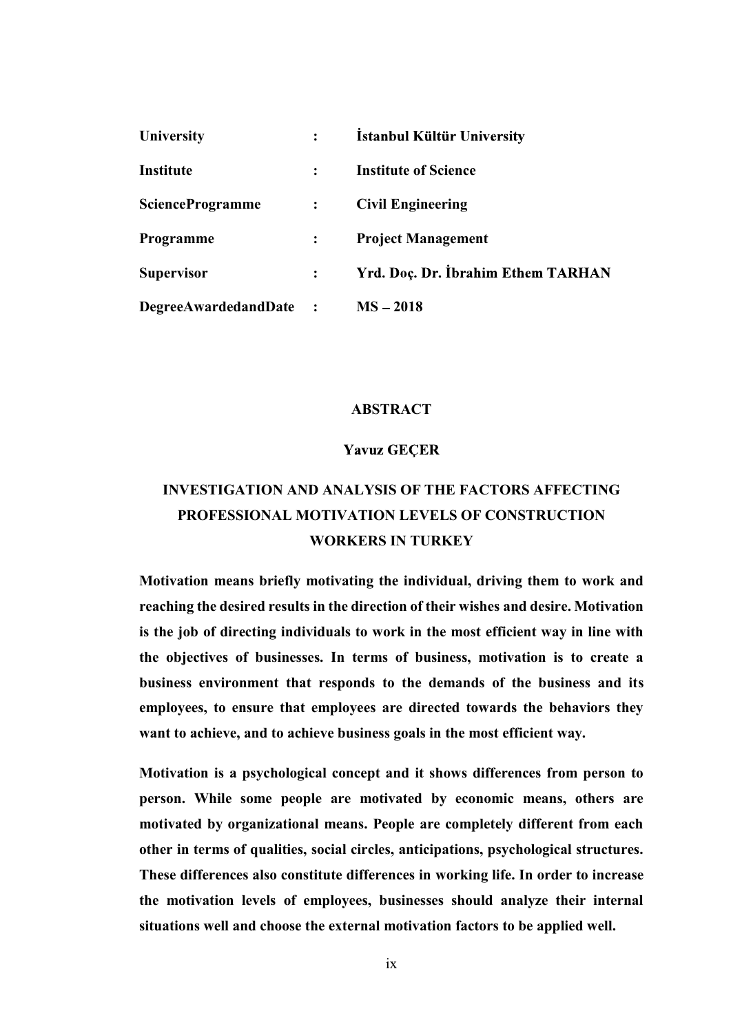| | | |
|---|---|---|
| **University** | **:** | **İstanbul Kültür University** |
| **Institute** | **:** | **Institute of Science** |
| **ScienceProgramme** | **:** | **Civil Engineering** |
| **Programme** | **:** | **Project Management** |
| **Supervisor** | **:** | **Yrd. Doç. Dr. İbrahim Ethem TARHAN** |
| **DegreeAwardedandDate** | **:** | **MS – 2018** |

## ABSTRACT

**Yavuz GEÇER**

## INVESTIGATION AND ANALYSIS OF THE FACTORS AFFECTING PROFESSIONAL MOTIVATION LEVELS OF CONSTRUCTION WORKERS IN TURKEY

**Motivation means briefly motivating the individual, driving them to work and reaching the desired results in the direction of their wishes and desire. Motivation is the job of directing individuals to work in the most efficient way in line with the objectives of businesses. In terms of business, motivation is to create a business environment that responds to the demands of the business and its employees, to ensure that employees are directed towards the behaviors they want to achieve, and to achieve business goals in the most efficient way.**

**Motivation is a psychological concept and it shows differences from person to person. While some people are motivated by economic means, others are motivated by organizational means. People are completely different from each other in terms of qualities, social circles, anticipations, psychological structures. These differences also constitute differences in working life. In order to increase the motivation levels of employees, businesses should analyze their internal situations well and choose the external motivation factors to be applied well.**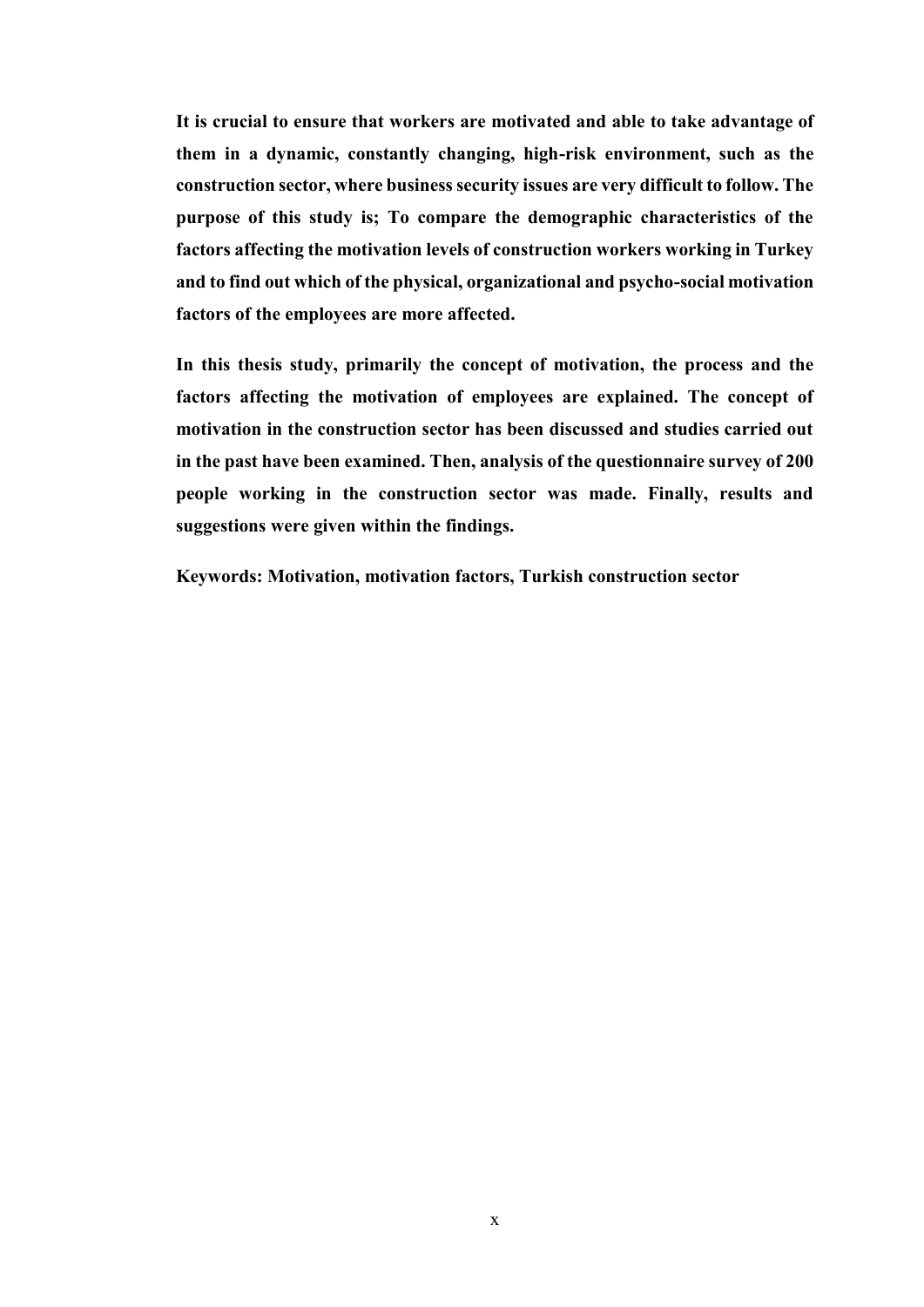**It is crucial to ensure that workers are motivated and able to take advantage of them in a dynamic, constantly changing, high-risk environment, such as the construction sector, where business security issues are very difficult to follow. The purpose of this study is; To compare the demographic characteristics of the factors affecting the motivation levels of construction workers working in Turkey and to find out which of the physical, organizational and psycho-social motivation factors of the employees are more affected.**

**In this thesis study, primarily the concept of motivation, the process and the factors affecting the motivation of employees are explained. The concept of motivation in the construction sector has been discussed and studies carried out in the past have been examined. Then, analysis of the questionnaire survey of 200 people working in the construction sector was made. Finally, results and suggestions were given within the findings.**

**Keywords: Motivation, motivation factors, Turkish construction sector**